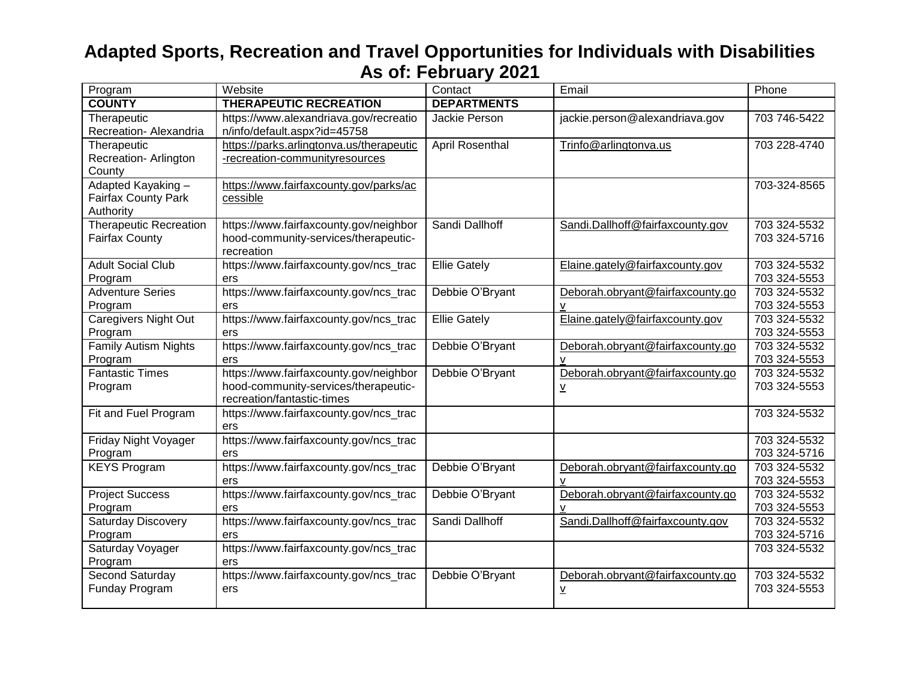# Adapted Sports, Recreation and Travel Opportunities for Individuals with Disabilities
## As of: February 2021

| Program | Website | Contact | Email | Phone |
|---|---|---|---|---|
| **COUNTY** | **THERAPEUTIC RECREATION** | **DEPARTMENTS** | | |
| Therapeutic Recreation- Alexandria | https://www.alexandriava.gov/recreation/info/default.aspx?id=45758 | Jackie Person | jackie.person@alexandriava.gov | 703 746-5422 |
| Therapeutic Recreation- Arlington County | https://parks.arlingtonva.us/therapeutic-recreation-communityresources | April Rosenthal | Trinfo@arlingtonva.us | 703 228-4740 |
| Adapted Kayaking – Fairfax County Park Authority | https://www.fairfaxcounty.gov/parks/accessible | | | 703-324-8565 |
| Therapeutic Recreation Fairfax County | https://www.fairfaxcounty.gov/neighborhood-community-services/therapeutic-recreation | Sandi Dallhoff | Sandi.Dallhoff@fairfaxcounty.gov | 703 324-5532 703 324-5716 |
| Adult Social Club Program | https://www.fairfaxcounty.gov/ncs_tracers | Ellie Gately | Elaine.gately@fairfaxcounty.gov | 703 324-5532 703 324-5553 |
| Adventure Series Program | https://www.fairfaxcounty.gov/ncs_tracers | Debbie O'Bryant | Deborah.obryant@fairfaxcounty.gov | 703 324-5532 703 324-5553 |
| Caregivers Night Out Program | https://www.fairfaxcounty.gov/ncs_tracers | Ellie Gately | Elaine.gately@fairfaxcounty.gov | 703 324-5532 703 324-5553 |
| Family Autism Nights Program | https://www.fairfaxcounty.gov/ncs_tracers | Debbie O'Bryant | Deborah.obryant@fairfaxcounty.gov | 703 324-5532 703 324-5553 |
| Fantastic Times Program | https://www.fairfaxcounty.gov/neighborhood-community-services/therapeutic-recreation/fantastic-times | Debbie O'Bryant | Deborah.obryant@fairfaxcounty.gov | 703 324-5532 703 324-5553 |
| Fit and Fuel Program | https://www.fairfaxcounty.gov/ncs_tracers | | | 703 324-5532 |
| Friday Night Voyager Program | https://www.fairfaxcounty.gov/ncs_tracers | | | 703 324-5532 703 324-5716 |
| KEYS Program | https://www.fairfaxcounty.gov/ncs_tracers | Debbie O'Bryant | Deborah.obryant@fairfaxcounty.gov | 703 324-5532 703 324-5553 |
| Project Success Program | https://www.fairfaxcounty.gov/ncs_tracers | Debbie O'Bryant | Deborah.obryant@fairfaxcounty.gov | 703 324-5532 703 324-5553 |
| Saturday Discovery Program | https://www.fairfaxcounty.gov/ncs_tracers | Sandi Dallhoff | Sandi.Dallhoff@fairfaxcounty.gov | 703 324-5532 703 324-5716 |
| Saturday Voyager Program | https://www.fairfaxcounty.gov/ncs_tracers | | | 703 324-5532 |
| Second Saturday Funday Program | https://www.fairfaxcounty.gov/ncs_tracers | Debbie O'Bryant | Deborah.obryant@fairfaxcounty.gov | 703 324-5532 703 324-5553 |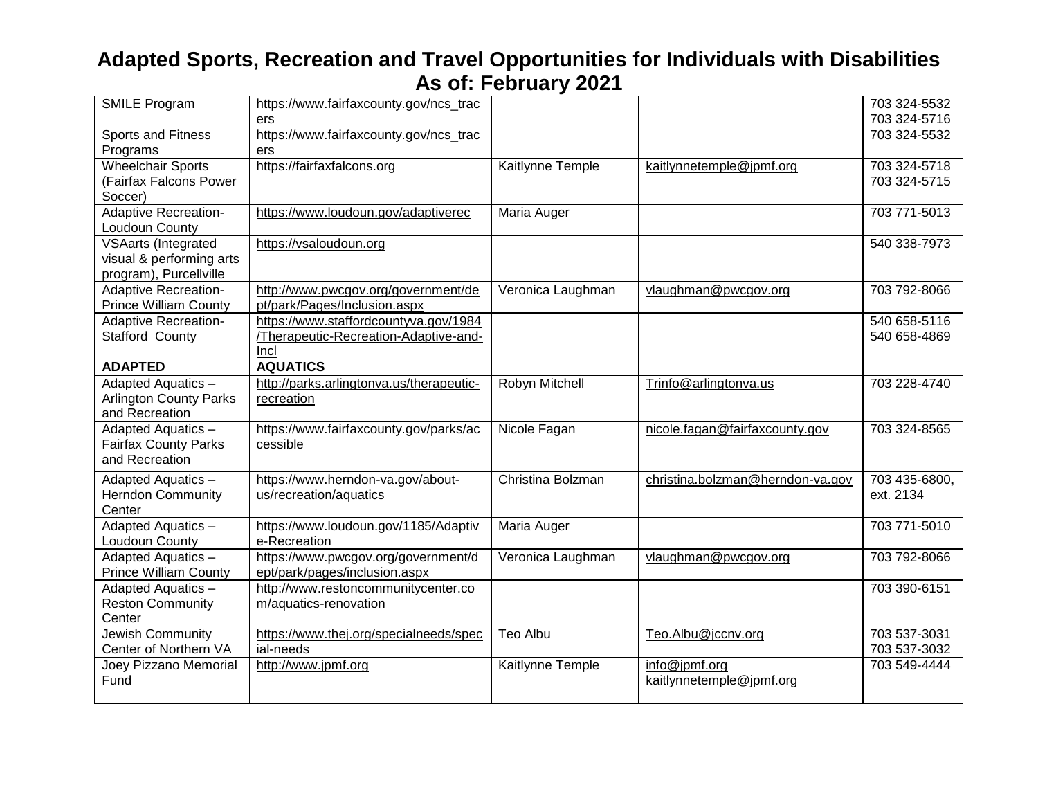# Adapted Sports, Recreation and Travel Opportunities for Individuals with Disabilities As of: February 2021

| | | | | |
|---|---|---|---|---|
| SMILE Program | https://www.fairfaxcounty.gov/ncs_tracers | | | 703 324-5532<br>703 324-5716 |
| Sports and Fitness Programs | https://www.fairfaxcounty.gov/ncs_tracers | | | 703 324-5532 |
| Wheelchair Sports (Fairfax Falcons Power Soccer) | https://fairfaxfalcons.org | Kaitlynne Temple | kaitlynnetemple@jpmf.org | 703 324-5718<br>703 324-5715 |
| Adaptive Recreation-Loudoun County | https://www.loudoun.gov/adaptiverec | Maria Auger | | 703 771-5013 |
| VSAarts (Integrated visual & performing arts program), Purcellville | https://vsaloudoun.org | | | 540 338-7973 |
| Adaptive Recreation-Prince William County | http://www.pwcgov.org/government/dept/park/Pages/Inclusion.aspx | Veronica Laughman | vlaughman@pwcgov.org | 703 792-8066 |
| Adaptive Recreation-Stafford County | https://www.staffordcountyva.gov/1984/Therapeutic-Recreation-Adaptive-and-Incl | | | 540 658-5116<br>540 658-4869 |
| **ADAPTED** | **AQUATICS** | | | |
| Adapted Aquatics – Arlington County Parks and Recreation | http://parks.arlingtonva.us/therapeutic-recreation | Robyn Mitchell | Trinfo@arlingtonva.us | 703 228-4740 |
| Adapted Aquatics – Fairfax County Parks and Recreation | https://www.fairfaxcounty.gov/parks/accessible | Nicole Fagan | nicole.fagan@fairfaxcounty.gov | 703 324-8565 |
| Adapted Aquatics – Herndon Community Center | https://www.herndon-va.gov/about-us/recreation/aquatics | Christina Bolzman | christina.bolzman@herndon-va.gov | 703 435-6800, ext. 2134 |
| Adapted Aquatics – Loudoun County | https://www.loudoun.gov/1185/Adaptive-Recreation | Maria Auger | | 703 771-5010 |
| Adapted Aquatics – Prince William County | https://www.pwcgov.org/government/dept/park/pages/inclusion.aspx | Veronica Laughman | vlaughman@pwcgov.org | 703 792-8066 |
| Adapted Aquatics – Reston Community Center | http://www.restoncommunitycenter.com/aquatics-renovation | | | 703 390-6151 |
| Jewish Community Center of Northern VA | https://www.thej.org/specialneeds/special-needs | Teo Albu | Teo.Albu@jccnv.org | 703 537-3031<br>703 537-3032 |
| Joey Pizzano Memorial Fund | http://www.jpmf.org | Kaitlynne Temple | info@jpmf.org<br>kaitlynnetemple@jpmf.org | 703 549-4444 |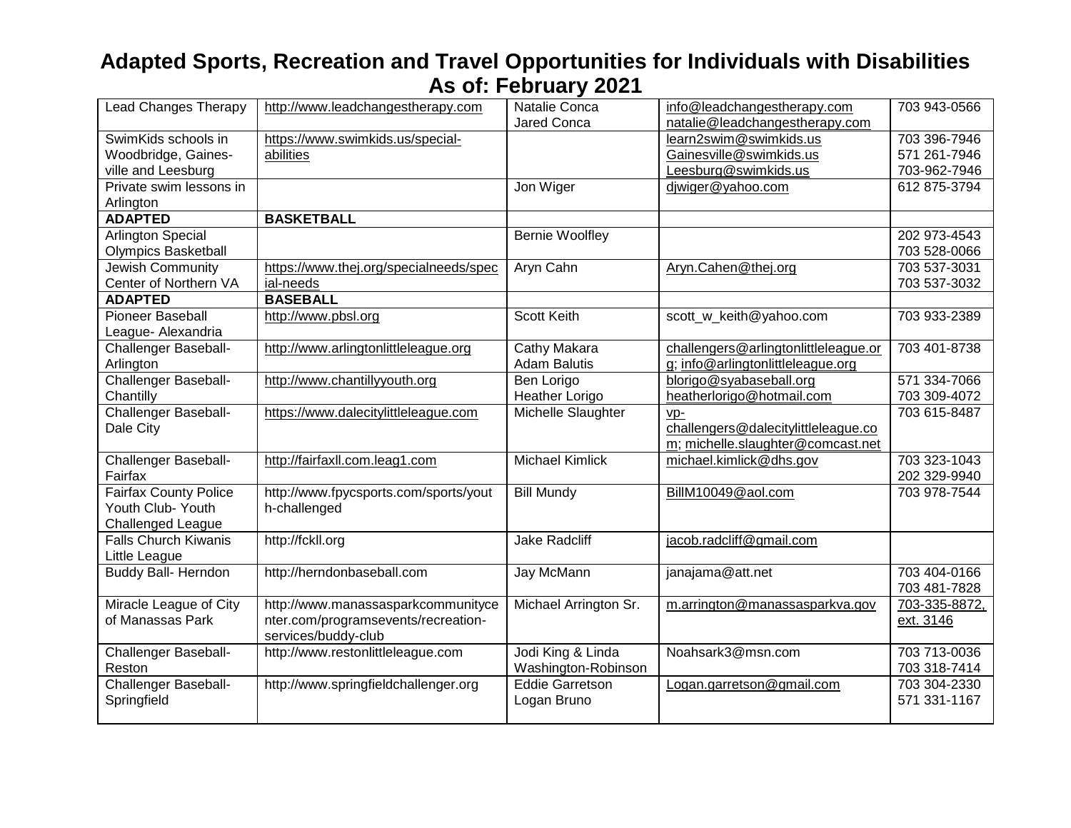# Adapted Sports, Recreation and Travel Opportunities for Individuals with Disabilities As of: February 2021

| | | | | |
|---|---|---|---|---|
| Lead Changes Therapy | http://www.leadchangestherapy.com | Natalie Conca<br>Jared Conca | info@leadchangestherapy.com<br>natalie@leadchangestherapy.com | 703 943-0566 |
| SwimKids schools in Woodbridge, Gaines-ville and Leesburg | https://www.swimkids.us/special-abilities | | learn2swim@swimkids.us<br>Gainesville@swimkids.us<br>Leesburg@swimkids.us | 703 396-7946<br>571 261-7946<br>703-962-7946 |
| Private swim lessons in Arlington | | Jon Wiger | djwiger@yahoo.com | 612 875-3794 |
| **ADAPTED** | **BASKETBALL** | | | |
| Arlington Special Olympics Basketball | | Bernie Woolfley | | 202 973-4543<br>703 528-0066 |
| Jewish Community Center of Northern VA | https://www.thej.org/specialneeds/special-needs | Aryn Cahn | Aryn.Cahen@thej.org | 703 537-3031<br>703 537-3032 |
| **ADAPTED** | **BASEBALL** | | | |
| Pioneer Baseball League- Alexandria | http://www.pbsl.org | Scott Keith | scott_w_keith@yahoo.com | 703 933-2389 |
| Challenger Baseball-Arlington | http://www.arlingtonlittleleague.org | Cathy Makara<br>Adam Balutis | challengers@arlingtonlittleleague.org; info@arlingtonlittleleague.org | 703 401-8738 |
| Challenger Baseball-Chantilly | http://www.chantillyyouth.org | Ben Lorigo<br>Heather Lorigo | blorigo@syabaseball.org<br>heatherlorigo@hotmail.com | 571 334-7066<br>703 309-4072 |
| Challenger Baseball-Dale City | https://www.dalecitylittleleague.com | Michelle Slaughter | vp-challengers@dalecitylittleleague.com; michelle.slaughter@comcast.net | 703 615-8487 |
| Challenger Baseball-Fairfax | http://fairfaxll.com.leag1.com | Michael Kimlick | michael.kimlick@dhs.gov | 703 323-1043<br>202 329-9940 |
| Fairfax County Police Youth Club- Youth Challenged League | http://www.fpycsports.com/sports/youth-challenged | Bill Mundy | BillM10049@aol.com | 703 978-7544 |
| Falls Church Kiwanis Little League | http://fckll.org | Jake Radcliff | jacob.radcliff@gmail.com | |
| Buddy Ball- Herndon | http://herndonbaseball.com | Jay McMann | janajama@att.net | 703 404-0166<br>703 481-7828 |
| Miracle League of City of Manassas Park | http://www.manassasparkcommunitycenter.com/programsevents/recreation-services/buddy-club | Michael Arrington Sr. | m.arrington@manassasparkva.gov | 703-335-8872, ext. 3146 |
| Challenger Baseball-Reston | http://www.restonlittleleague.com | Jodi King & Linda Washington-Robinson | Noahsark3@msn.com | 703 713-0036<br>703 318-7414 |
| Challenger Baseball-Springfield | http://www.springfieldchallenger.org | Eddie Garretson<br>Logan Bruno | Logan.garretson@gmail.com | 703 304-2330<br>571 331-1167 |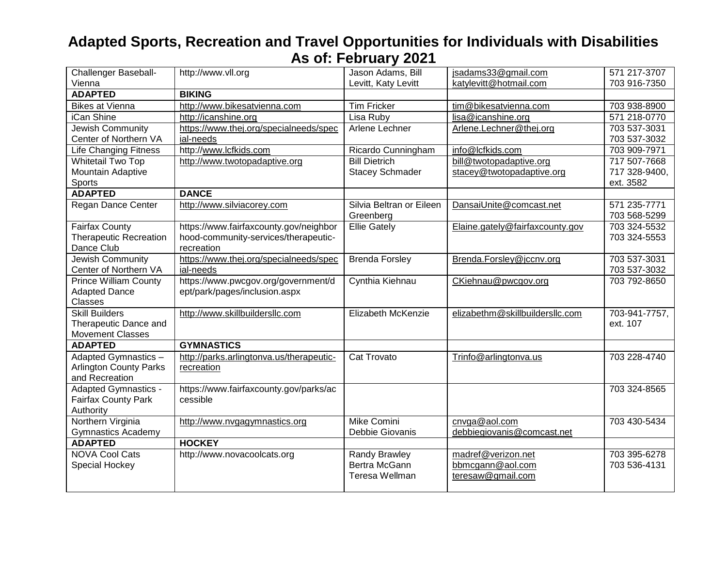# Adapted Sports, Recreation and Travel Opportunities for Individuals with Disabilities As of: February 2021

| | | | | |
|---|---|---|---|---|
| Challenger Baseball-Vienna | http://www.vll.org | Jason Adams, Bill Levitt, Katy Levitt | jsadams33@gmail.com katylevitt@hotmail.com | 571 217-3707 703 916-7350 |
| **ADAPTED** | **BIKING** | | | |
| Bikes at Vienna | http://www.bikesatvienna.com | Tim Fricker | tim@bikesatvienna.com | 703 938-8900 |
| iCan Shine | http://icanshine.org | Lisa Ruby | lisa@icanshine.org | 571 218-0770 |
| Jewish Community Center of Northern VA | https://www.thej.org/specialneeds/special-needs | Arlene Lechner | Arlene.Lechner@thej.org | 703 537-3031 703 537-3032 |
| Life Changing Fitness | http://www.lcfkids.com | Ricardo Cunningham | info@lcfkids.com | 703 909-7971 |
| Whitetail Two Top Mountain Adaptive Sports | http://www.twotopadaptive.org | Bill Dietrich Stacey Schmader | bill@twotopadaptive.org stacey@twotopadaptive.org | 717 507-7668 717 328-9400, ext. 3582 |
| **ADAPTED** | **DANCE** | | | |
| Regan Dance Center | http://www.silviacorey.com | Silvia Beltran or Eileen Greenberg | DansaiUnite@comcast.net | 571 235-7771 703 568-5299 |
| Fairfax County Therapeutic Recreation Dance Club | https://www.fairfaxcounty.gov/neighborhood-community-services/therapeutic-recreation | Ellie Gately | Elaine.gately@fairfaxcounty.gov | 703 324-5532 703 324-5553 |
| Jewish Community Center of Northern VA | https://www.thej.org/specialneeds/special-needs | Brenda Forsley | Brenda.Forsley@jccnv.org | 703 537-3031 703 537-3032 |
| Prince William County Adapted Dance Classes | https://www.pwcgov.org/government/dept/park/pages/inclusion.aspx | Cynthia Kiehnau | CKiehnau@pwcgov.org | 703 792-8650 |
| Skill Builders Therapeutic Dance and Movement Classes | http://www.skillbuildersllc.com | Elizabeth McKenzie | elizabethm@skillbuildersllc.com | 703-941-7757, ext. 107 |
| **ADAPTED** | **GYMNASTICS** | | | |
| Adapted Gymnastics – Arlington County Parks and Recreation | http://parks.arlingtonva.us/therapeutic-recreation | Cat Trovato | Trinfo@arlingtonva.us | 703 228-4740 |
| Adapted Gymnastics - Fairfax County Park Authority | https://www.fairfaxcounty.gov/parks/accessible | | | 703 324-8565 |
| Northern Virginia Gymnastics Academy | http://www.nvgagymnastics.org | Mike Comini Debbie Giovanis | cnvga@aol.com debbiegiovanis@comcast.net | 703 430-5434 |
| **ADAPTED** | **HOCKEY** | | | |
| NOVA Cool Cats Special Hockey | http://www.novacoolcats.org | Randy Brawley Bertra McGann Teresa Wellman | madref@verizon.net bbmcgann@aol.com teresaw@gmail.com | 703 395-6278 703 536-4131 |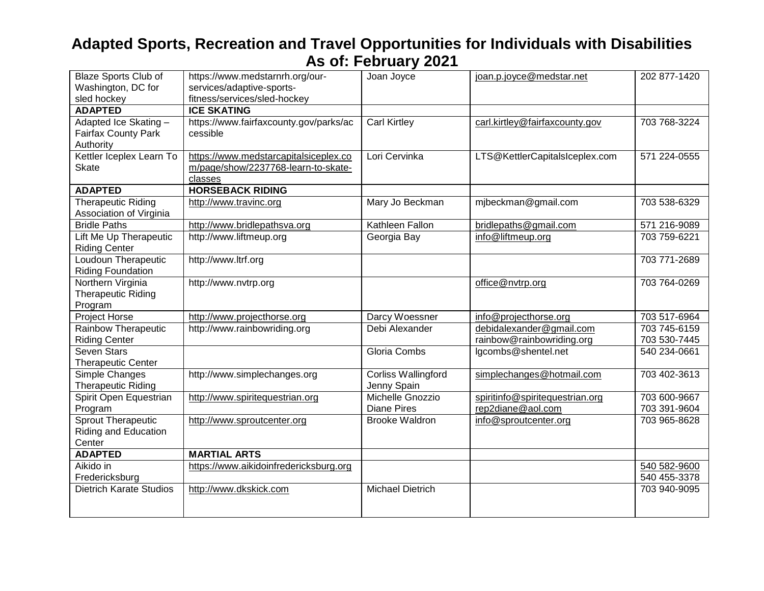# Adapted Sports, Recreation and Travel Opportunities for Individuals with Disabilities
## As of: February 2021

| | | | | |
|---|---|---|---|---|
| Blaze Sports Club of Washington, DC for sled hockey | https://www.medstarnrh.org/our-services/adaptive-sports-fitness/services/sled-hockey | Joan Joyce | joan.p.joyce@medstar.net | 202 877-1420 |
| **ADAPTED** | **ICE SKATING** | | | |
| Adapted Ice Skating – Fairfax County Park Authority | https://www.fairfaxcounty.gov/parks/accessible | Carl Kirtley | carl.kirtley@fairfaxcounty.gov | 703 768-3224 |
| Kettler Iceplex Learn To Skate | https://www.medstarcapitalsiceplex.com/page/show/2237768-learn-to-skate-classes | Lori Cervinka | LTS@KettlerCapitalsIceplex.com | 571 224-0555 |
| **ADAPTED** | **HORSEBACK RIDING** | | | |
| Therapeutic Riding Association of Virginia | http://www.travinc.org | Mary Jo Beckman | mjbeckman@gmail.com | 703 538-6329 |
| Bridle Paths | http://www.bridlepathsva.org | Kathleen Fallon | bridlepaths@gmail.com | 571 216-9089 |
| Lift Me Up Therapeutic Riding Center | http://www.liftmeup.org | Georgia Bay | info@liftmeup.org | 703 759-6221 |
| Loudoun Therapeutic Riding Foundation | http://www.ltrf.org | | | 703 771-2689 |
| Northern Virginia Therapeutic Riding Program | http://www.nvtrp.org | | office@nvtrp.org | 703 764-0269 |
| Project Horse | http://www.projecthorse.org | Darcy Woessner | info@projecthorse.org | 703 517-6964 |
| Rainbow Therapeutic Riding Center | http://www.rainbowriding.org | Debi Alexander | debidalexander@gmail.com rainbow@rainbowriding.org | 703 745-6159 703 530-7445 |
| Seven Stars Therapeutic Center | | Gloria Combs | lgcombs@shentel.net | 540 234-0661 |
| Simple Changes Therapeutic Riding | http://www.simplechanges.org | Corliss Wallingford Jenny Spain | simplechanges@hotmail.com | 703 402-3613 |
| Spirit Open Equestrian Program | http://www.spiritequestrian.org | Michelle Gnozzio Diane Pires | spiritinfo@spiritequestrian.org rep2diane@aol.com | 703 600-9667 703 391-9604 |
| Sprout Therapeutic Riding and Education Center | http://www.sproutcenter.org | Brooke Waldron | info@sproutcenter.org | 703 965-8628 |
| **ADAPTED** | **MARTIAL ARTS** | | | |
| Aikido in Fredericksburg | https://www.aikidoinfredericksburg.org | | | 540 582-9600 540 455-3378 |
| Dietrich Karate Studios | http://www.dkskick.com | Michael Dietrich | | 703 940-9095 |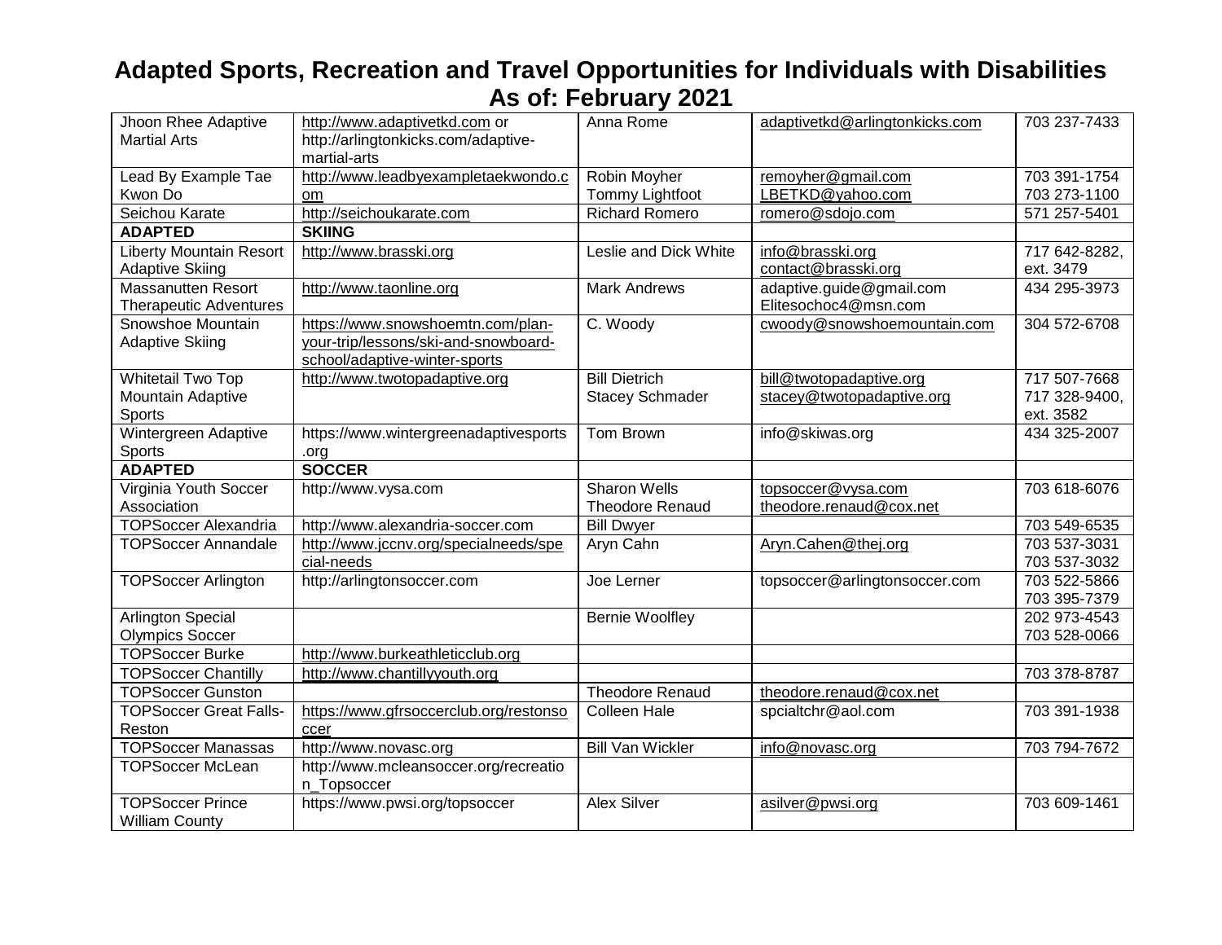# Adapted Sports, Recreation and Travel Opportunities for Individuals with Disabilities As of: February 2021

| | | | | |
|---|---|---|---|---|
| Jhoon Rhee Adaptive Martial Arts | http://www.adaptivetkd.com or http://arlingtonkicks.com/adaptive-martial-arts | Anna Rome | adaptivetkd@arlingtonkicks.com | 703 237-7433 |
| Lead By Example Tae Kwon Do | http://www.leadbyexampletaekwondo.com | Robin Moyher<br>Tommy Lightfoot | remoyher@gmail.com<br>LBETKD@yahoo.com | 703 391-1754<br>703 273-1100 |
| Seichou Karate | http://seichoukarate.com | Richard Romero | romero@sdojo.com | 571 257-5401 |
| **ADAPTED** | **SKIING** | | | |
| Liberty Mountain Resort Adaptive Skiing | http://www.brasski.org | Leslie and Dick White | info@brasski.org<br>contact@brasski.org | 717 642-8282, ext. 3479 |
| Massanutten Resort Therapeutic Adventures | http://www.taonline.org | Mark Andrews | adaptive.guide@gmail.com<br>Elitesochoc4@msn.com | 434 295-3973 |
| Snowshoe Mountain Adaptive Skiing | https://www.snowshoemtn.com/plan-your-trip/lessons/ski-and-snowboard-school/adaptive-winter-sports | C. Woody | cwoody@snowshoemountain.com | 304 572-6708 |
| Whitetail Two Top Mountain Adaptive Sports | http://www.twotopadaptive.org | Bill Dietrich<br>Stacey Schmader | bill@twotopadaptive.org<br>stacey@twotopadaptive.org | 717 507-7668<br>717 328-9400, ext. 3582 |
| Wintergreen Adaptive Sports | https://www.wintergreenadaptivesports.org | Tom Brown | info@skiwas.org | 434 325-2007 |
| **ADAPTED** | **SOCCER** | | | |
| Virginia Youth Soccer Association | http://www.vysa.com | Sharon Wells<br>Theodore Renaud | topsoccer@vysa.com<br>theodore.renaud@cox.net | 703 618-6076 |
| TOPSoccer Alexandria | http://www.alexandria-soccer.com | Bill Dwyer | | 703 549-6535 |
| TOPSoccer Annandale | http://www.jccnv.org/specialneeds/special-needs | Aryn Cahn | Aryn.Cahen@thej.org | 703 537-3031<br>703 537-3032 |
| TOPSoccer Arlington | http://arlingtonsoccer.com | Joe Lerner | topsoccer@arlingtonsoccer.com | 703 522-5866<br>703 395-7379 |
| Arlington Special Olympics Soccer | | Bernie Woolfley | | 202 973-4543<br>703 528-0066 |
| TOPSoccer Burke | http://www.burkeathleticclub.org | | | |
| TOPSoccer Chantilly | http://www.chantillyyouth.org | | | 703 378-8787 |
| TOPSoccer Gunston | | Theodore Renaud | theodore.renaud@cox.net | |
| TOPSoccer Great Falls-Reston | https://www.gfrsoccerclub.org/restonsoccer | Colleen Hale | spcialtchr@aol.com | 703 391-1938 |
| TOPSoccer Manassas | http://www.novasc.org | Bill Van Wickler | info@novasc.org | 703 794-7672 |
| TOPSoccer McLean | http://www.mcleansoccer.org/recreation_Topsoccer | | | |
| TOPSoccer Prince William County | https://www.pwsi.org/topsoccer | Alex Silver | asilver@pwsi.org | 703 609-1461 |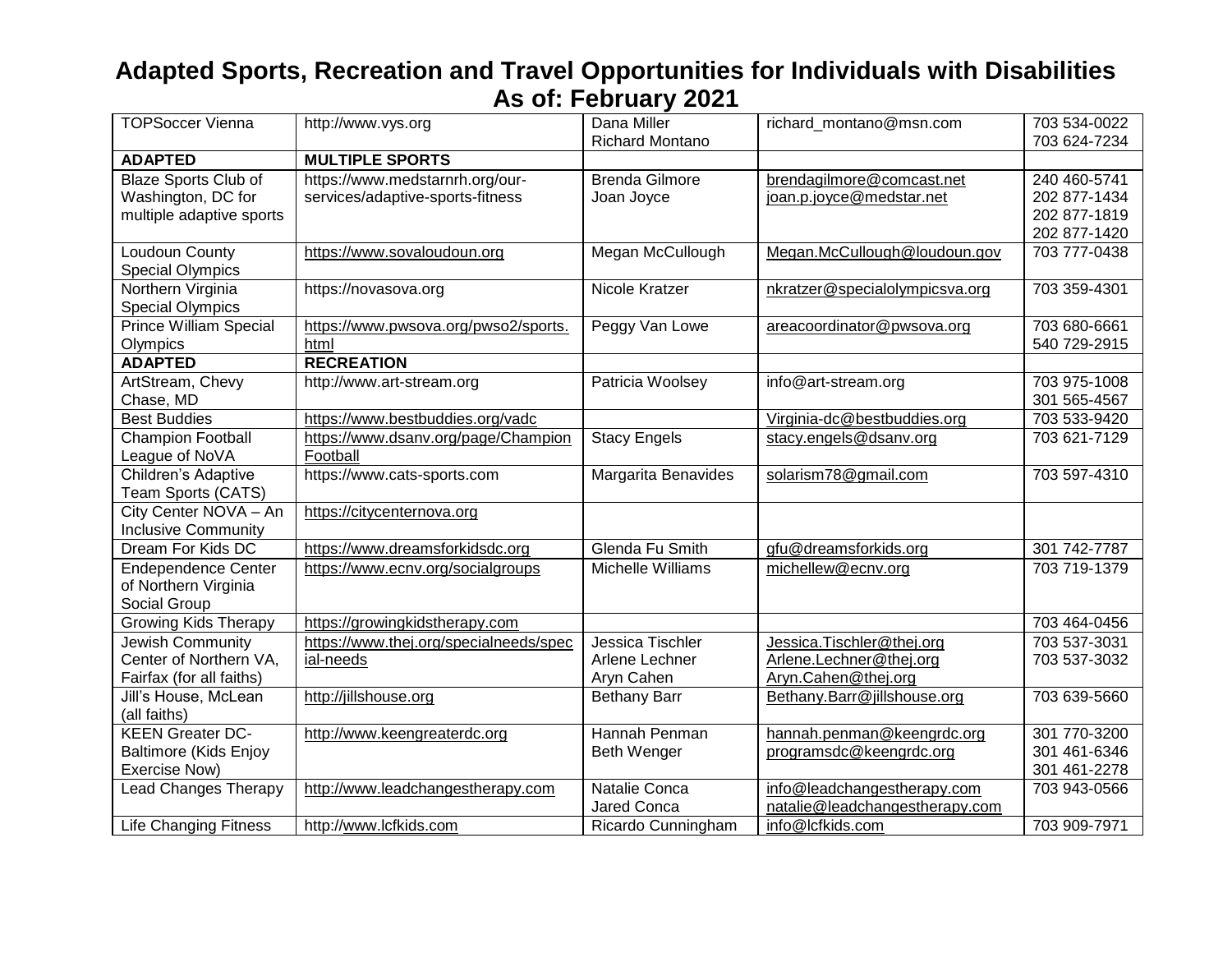# Adapted Sports, Recreation and Travel Opportunities for Individuals with Disabilities
## As of: February 2021

| | | | | |
|---|---|---|---|---|
| TOPSoccer Vienna | http://www.vys.org | Dana Miller<br>Richard Montano | richard_montano@msn.com | 703 534-0022<br>703 624-7234 |
| **ADAPTED** | **MULTIPLE SPORTS** | | | |
| Blaze Sports Club of Washington, DC for multiple adaptive sports | https://www.medstarnrh.org/our-services/adaptive-sports-fitness | Brenda Gilmore<br>Joan Joyce | brendagilmore@comcast.net<br>joan.p.joyce@medstar.net | 240 460-5741<br>202 877-1434<br>202 877-1819<br>202 877-1420 |
| Loudoun County Special Olympics | https://www.sovaloudoun.org | Megan McCullough | Megan.McCullough@loudoun.gov | 703 777-0438 |
| Northern Virginia Special Olympics | https://novasova.org | Nicole Kratzer | nkratzer@specialolympicsva.org | 703 359-4301 |
| Prince William Special Olympics | https://www.pwsova.org/pwso2/sports.html | Peggy Van Lowe | areacoordinator@pwsova.org | 703 680-6661<br>540 729-2915 |
| **ADAPTED** | **RECREATION** | | | |
| ArtStream, Chevy Chase, MD | http://www.art-stream.org | Patricia Woolsey | info@art-stream.org | 703 975-1008<br>301 565-4567 |
| Best Buddies | https://www.bestbuddies.org/vadc | | Virginia-dc@bestbuddies.org | 703 533-9420 |
| Champion Football League of NoVA | https://www.dsanv.org/page/ChampionFootball | Stacy Engels | stacy.engels@dsanv.org | 703 621-7129 |
| Children's Adaptive Team Sports (CATS) | https://www.cats-sports.com | Margarita Benavides | solarism78@gmail.com | 703 597-4310 |
| City Center NOVA – An Inclusive Community | https://citycenternova.org | | | |
| Dream For Kids DC | https://www.dreamsforkidsdc.org | Glenda Fu Smith | gfu@dreamsforkids.org | 301 742-7787 |
| Endependence Center of Northern Virginia Social Group | https://www.ecnv.org/socialgroups | Michelle Williams | michellew@ecnv.org | 703 719-1379 |
| Growing Kids Therapy | https://growingkidstherapy.com | | | 703 464-0456 |
| Jewish Community Center of Northern VA, Fairfax (for all faiths) | https://www.thej.org/specialneeds/special-needs | Jessica Tischler<br>Arlene Lechner<br>Aryn Cahen | Jessica.Tischler@thej.org<br>Arlene.Lechner@thej.org<br>Aryn.Cahen@thej.org | 703 537-3031<br>703 537-3032 |
| Jill's House, McLean (all faiths) | http://jillshouse.org | Bethany Barr | Bethany.Barr@jillshouse.org | 703 639-5660 |
| KEEN Greater DC-Baltimore (Kids Enjoy Exercise Now) | http://www.keengreaterdc.org | Hannah Penman<br>Beth Wenger | hannah.penman@keengrdc.org<br>programsdc@keengrdc.org | 301 770-3200<br>301 461-6346<br>301 461-2278 |
| Lead Changes Therapy | http://www.leadchangestherapy.com | Natalie Conca<br>Jared Conca | info@leadchangestherapy.com<br>natalie@leadchangestherapy.com | 703 943-0566 |
| Life Changing Fitness | http://www.lcfkids.com | Ricardo Cunningham | info@lcfkids.com | 703 909-7971 |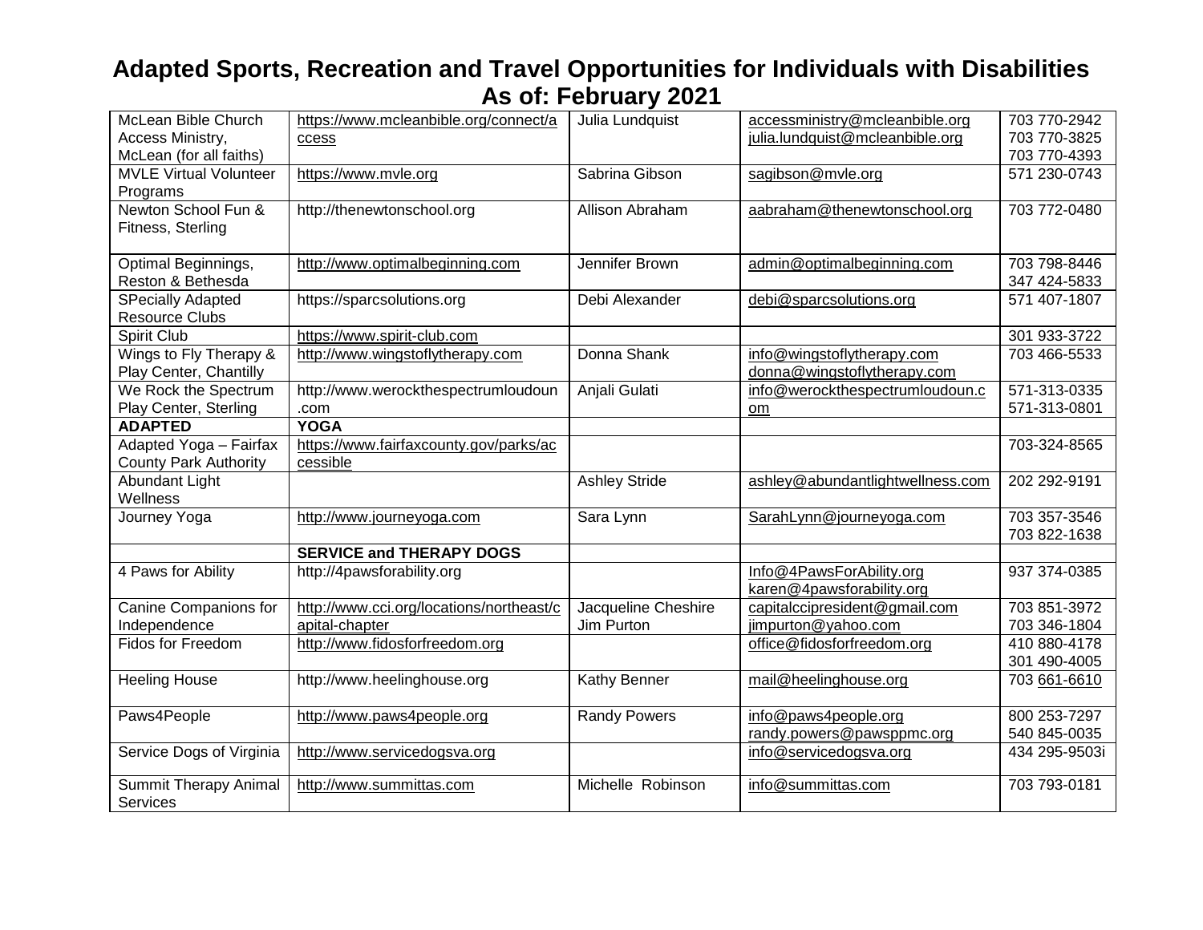# Adapted Sports, Recreation and Travel Opportunities for Individuals with Disabilities
## As of: February 2021

| | | | | |
|---|---|---|---|---|
| McLean Bible Church Access Ministry, McLean (for all faiths) | https://www.mcleanbible.org/connect/access | Julia Lundquist | accessministry@mcleanbible.org julia.lundquist@mcleanbible.org | 703 770-2942 703 770-3825 703 770-4393 |
| MVLE Virtual Volunteer Programs | https://www.mvle.org | Sabrina Gibson | sagibson@mvle.org | 571 230-0743 |
| Newton School Fun & Fitness, Sterling | http://thenewtonschool.org | Allison Abraham | aabraham@thenewtonschool.org | 703 772-0480 |
| Optimal Beginnings, Reston & Bethesda | http://www.optimalbeginning.com | Jennifer Brown | admin@optimalbeginning.com | 703 798-8446 347 424-5833 |
| SPecially Adapted Resource Clubs | https://sparcsolutions.org | Debi Alexander | debi@sparcsolutions.org | 571 407-1807 |
| Spirit Club | https://www.spirit-club.com | | | 301 933-3722 |
| Wings to Fly Therapy & Play Center, Chantilly | http://www.wingstoflytherapy.com | Donna Shank | info@wingstoflytherapy.com donna@wingstoflytherapy.com | 703 466-5533 |
| We Rock the Spectrum Play Center, Sterling | http://www.werockthespectrumloudoun.com | Anjali Gulati | info@werockthespectrumloudoun.com | 571-313-0335 571-313-0801 |
| **ADAPTED** | **YOGA** | | | |
| Adapted Yoga – Fairfax County Park Authority | https://www.fairfaxcounty.gov/parks/accessible | | | 703-324-8565 |
| Abundant Light Wellness | | Ashley Stride | ashley@abundantlightwellness.com | 202 292-9191 |
| Journey Yoga | http://www.journeyoga.com | Sara Lynn | SarahLynn@journeyoga.com | 703 357-3546 703 822-1638 |
| | **SERVICE and THERAPY DOGS** | | | |
| 4 Paws for Ability | http://4pawsforability.org | | Info@4PawsForAbility.org karen@4pawsforability.org | 937 374-0385 |
| Canine Companions for Independence | http://www.cci.org/locations/northeast/capital-chapter | Jacqueline Cheshire Jim Purton | capitalccipresident@gmail.com jimpurton@yahoo.com | 703 851-3972 703 346-1804 |
| Fidos for Freedom | http://www.fidosforfreedom.org | | office@fidosforfreedom.org | 410 880-4178 301 490-4005 |
| Heeling House | http://www.heelinghouse.org | Kathy Benner | mail@heelinghouse.org | 703 661-6610 |
| Paws4People | http://www.paws4people.org | Randy Powers | info@paws4people.org randy.powers@pawsppmc.org | 800 253-7297 540 845-0035 |
| Service Dogs of Virginia | http://www.servicedogsva.org | | info@servicedogsva.org | 434 295-9503i |
| Summit Therapy Animal Services | http://www.summittas.com | Michelle Robinson | info@summittas.com | 703 793-0181 |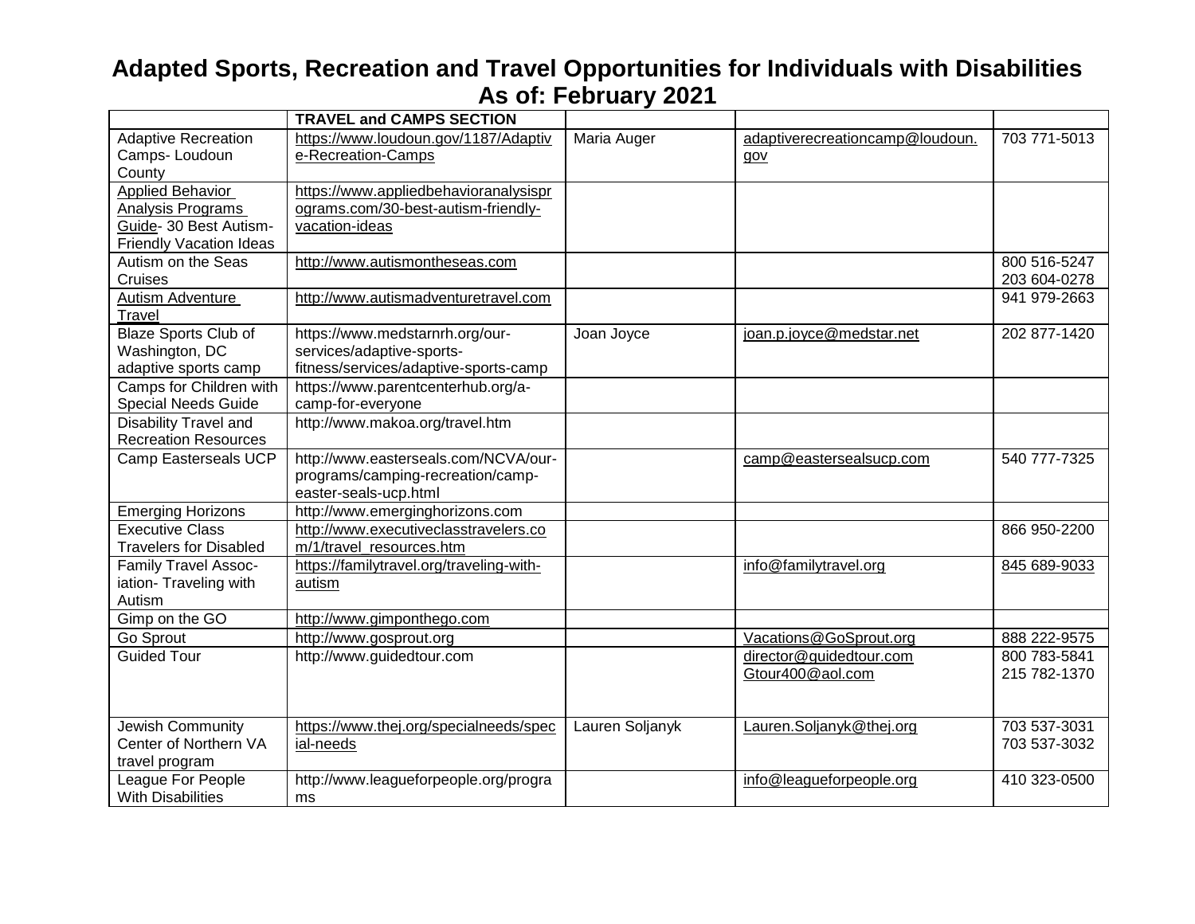# Adapted Sports, Recreation and Travel Opportunities for Individuals with Disabilities
## As of: February 2021

| | TRAVEL and CAMPS SECTION | | | |
|---|---|---|---|---|
| Adaptive Recreation Camps- Loudoun County | https://www.loudoun.gov/1187/Adaptive-Recreation-Camps | Maria Auger | adaptiverecreationcamp@loudoun.gov | 703 771-5013 |
| Applied Behavior Analysis Programs Guide- 30 Best Autism-Friendly Vacation Ideas | https://www.appliedbehavioranalysisprograms.com/30-best-autism-friendly-vacation-ideas | | | |
| Autism on the Seas Cruises | http://www.autismontheseas.com | | | 800 516-5247<br>203 604-0278 |
| Autism Adventure Travel | http://www.autismadventuretravel.com | | | 941 979-2663 |
| Blaze Sports Club of Washington, DC adaptive sports camp | https://www.medstarnrh.org/our-services/adaptive-sports-fitness/services/adaptive-sports-camp | Joan Joyce | joan.p.joyce@medstar.net | 202 877-1420 |
| Camps for Children with Special Needs Guide | https://www.parentcenterhub.org/a-camp-for-everyone | | | |
| Disability Travel and Recreation Resources | http://www.makoa.org/travel.htm | | | |
| Camp Easterseals UCP | http://www.easterseals.com/NCVA/our-programs/camping-recreation/camp-easter-seals-ucp.html | | camp@eastersealsucp.com | 540 777-7325 |
| Emerging Horizons | http://www.emerginghorizons.com | | | |
| Executive Class Travelers for Disabled | http://www.executiveclasstravelers.com/1/travel_resources.htm | | | 866 950-2200 |
| Family Travel Association- Traveling with Autism | https://familytravel.org/traveling-with-autism | | info@familytravel.org | 845 689-9033 |
| Gimp on the GO | http://www.gimponthego.com | | | |
| Go Sprout | http://www.gosprout.org | | Vacations@GoSprout.org | 888 222-9575 |
| Guided Tour | http://www.guidedtour.com | | director@guidedtour.com<br>Gtour400@aol.com | 800 783-5841<br>215 782-1370 |
| Jewish Community Center of Northern VA travel program | https://www.thej.org/specialneeds/special-needs | Lauren Soljanyk | Lauren.Soljanyk@thej.org | 703 537-3031<br>703 537-3032 |
| League For People With Disabilities | http://www.leagueforpeople.org/programs | | info@leagueforpeople.org | 410 323-0500 |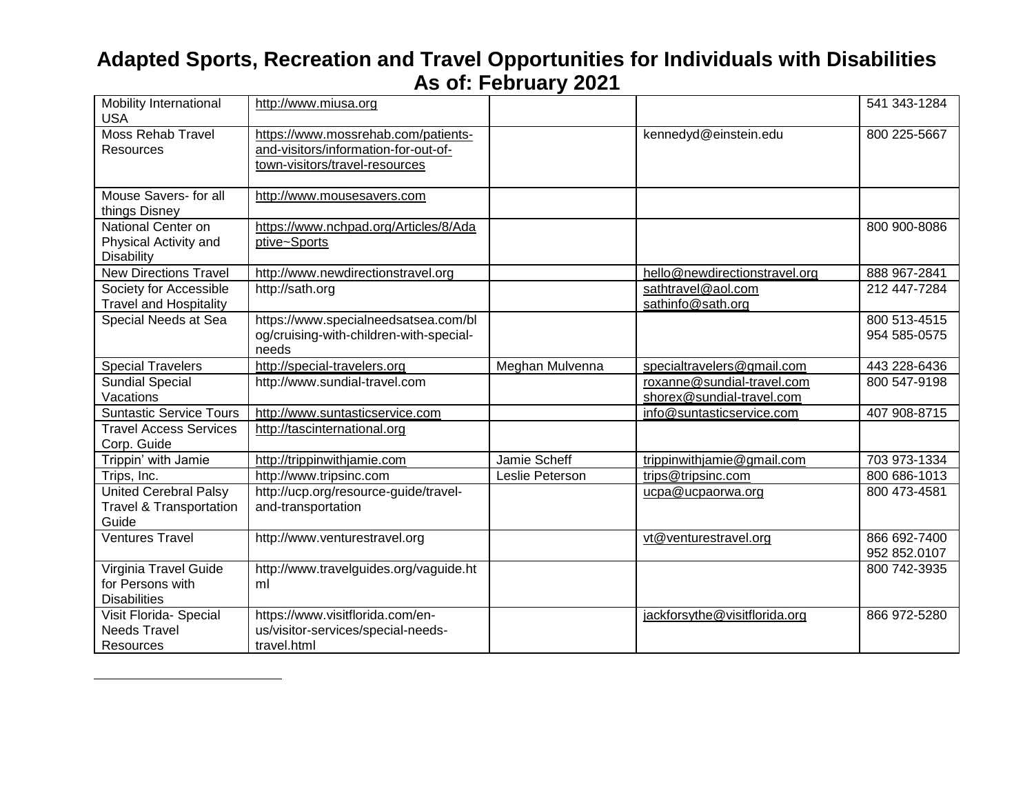# Adapted Sports, Recreation and Travel Opportunities for Individuals with Disabilities
## As of: February 2021

| | | | | |
|---|---|---|---|---|
| Mobility International USA | http://www.miusa.org | | | 541 343-1284 |
| Moss Rehab Travel Resources | https://www.mossrehab.com/patients-and-visitors/information-for-out-of-town-visitors/travel-resources | | kennedyd@einstein.edu | 800 225-5667 |
| Mouse Savers- for all things Disney | http://www.mousesavers.com | | | |
| National Center on Physical Activity and Disability | https://www.nchpad.org/Articles/8/Adaptive~Sports | | | 800 900-8086 |
| New Directions Travel | http://www.newdirectionstravel.org | | hello@newdirectionstravel.org | 888 967-2841 |
| Society for Accessible Travel and Hospitality | http://sath.org | | sathtravel@aol.com sathinfo@sath.org | 212 447-7284 |
| Special Needs at Sea | https://www.specialneedsatsea.com/blog/cruising-with-children-with-special-needs | | | 800 513-4515 954 585-0575 |
| Special Travelers | http://special-travelers.org | Meghan Mulvenna | specialtravelers@gmail.com | 443 228-6436 |
| Sundial Special Vacations | http://www.sundial-travel.com | | roxanne@sundial-travel.com shorex@sundial-travel.com | 800 547-9198 |
| Suntastic Service Tours | http://www.suntasticservice.com | | info@suntasticservice.com | 407 908-8715 |
| Travel Access Services Corp. Guide | http://tascinternational.org | | | |
| Trippin' with Jamie | http://trippinwithjamie.com | Jamie Scheff | trippinwithjamie@gmail.com | 703 973-1334 |
| Trips, Inc. | http://www.tripsinc.com | Leslie Peterson | trips@tripsinc.com | 800 686-1013 |
| United Cerebral Palsy Travel & Transportation Guide | http://ucp.org/resource-guide/travel-and-transportation | | ucpa@ucpaorwa.org | 800 473-4581 |
| Ventures Travel | http://www.venturestravel.org | | vt@venturestravel.org | 866 692-7400 952 852.0107 |
| Virginia Travel Guide for Persons with Disabilities | http://www.travelguides.org/vaguide.html | | | 800 742-3935 |
| Visit Florida- Special Needs Travel Resources | https://www.visitflorida.com/en-us/visitor-services/special-needs-travel.html | | jackforsythe@visitflorida.org | 866 972-5280 |